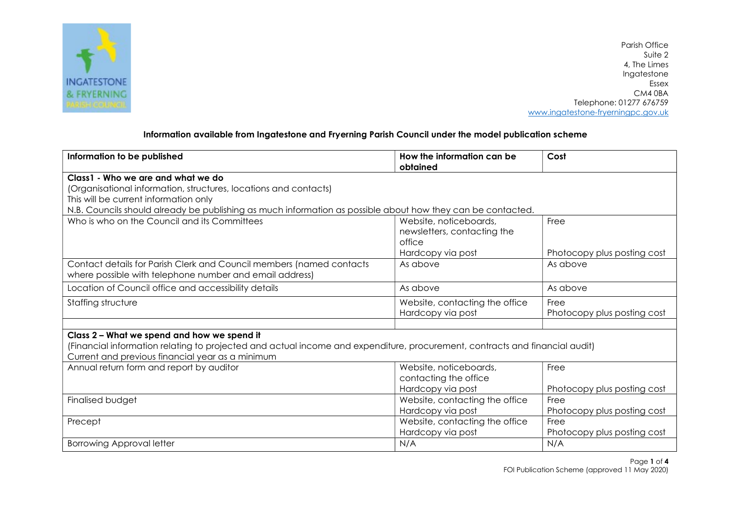Parish Office
Suite 2
4, The Limes
Ingatestone
Essex
CM4 0BA
Telephone: 01277 676759
www.ingatestone-fryerningpc.gov.uk

## Information available from Ingatestone and Fryerning Parish Council under the model publication scheme

| Information to be published | How the information can be obtained | Cost |
|---|---|---|
| **Class1 - Who we are and what we do**<br>(Organisational information, structures, locations and contacts)<br>This will be current information only<br>N.B. Councils should already be publishing as much information as possible about how they can be contacted. | | |
| Who is who on the Council and its Committees | Website, noticeboards, newsletters, contacting the office<br>Hardcopy via post | Free<br><br>Photocopy plus posting cost |
| Contact details for Parish Clerk and Council members (named contacts where possible with telephone number and email address) | As above | As above |
| Location of Council office and accessibility details | As above | As above |
| Staffing structure | Website, contacting the office<br>Hardcopy via post | Free<br>Photocopy plus posting cost |
| | | |
| **Class 2 – What we spend and how we spend it**<br>(Financial information relating to projected and actual income and expenditure, procurement, contracts and financial audit)<br>Current and previous financial year as a minimum | | |
| Annual return form and report by auditor | Website, noticeboards, contacting the office<br>Hardcopy via post | Free<br><br>Photocopy plus posting cost |
| Finalised budget | Website, contacting the office<br>Hardcopy via post | Free<br>Photocopy plus posting cost |
| Precept | Website, contacting the office<br>Hardcopy via post | Free<br>Photocopy plus posting cost |
| Borrowing Approval letter | N/A | N/A |

FOI Publication Scheme (approved 11 May 2020)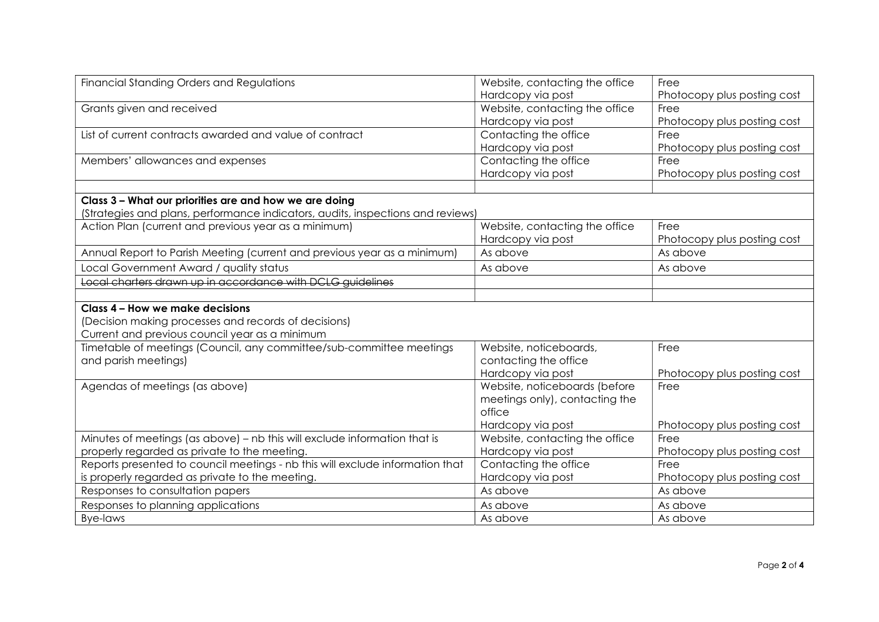| | | |
|---|---|---|
| Financial Standing Orders and Regulations | Website, contacting the office<br>Hardcopy via post | Free<br>Photocopy plus posting cost |
| Grants given and received | Website, contacting the office<br>Hardcopy via post | Free<br>Photocopy plus posting cost |
| List of current contracts awarded and value of contract | Contacting the office<br>Hardcopy via post | Free<br>Photocopy plus posting cost |
| Members' allowances and expenses | Contacting the office<br>Hardcopy via post | Free<br>Photocopy plus posting cost |
| | | |
| **Class 3 – What our priorities are and how we are doing**<br>(Strategies and plans, performance indicators, audits, inspections and reviews) | | |
| Action Plan (current and previous year as a minimum) | Website, contacting the office<br>Hardcopy via post | Free<br>Photocopy plus posting cost |
| Annual Report to Parish Meeting (current and previous year as a minimum) | As above | As above |
| Local Government Award / quality status | As above | As above |
| ~~Local charters drawn up in accordance with DCLG guidelines~~ | | |
| | | |
| **Class 4 – How we make decisions**<br>(Decision making processes and records of decisions)<br>Current and previous council year as a minimum | | |
| Timetable of meetings (Council, any committee/sub-committee meetings and parish meetings) | Website, noticeboards, contacting the office<br>Hardcopy via post | Free<br>Photocopy plus posting cost |
| Agendas of meetings (as above) | Website, noticeboards (before meetings only), contacting the office<br>Hardcopy via post | Free<br>Photocopy plus posting cost |
| Minutes of meetings (as above) – nb this will exclude information that is properly regarded as private to the meeting. | Website, contacting the office<br>Hardcopy via post | Free<br>Photocopy plus posting cost |
| Reports presented to council meetings - nb this will exclude information that is properly regarded as private to the meeting. | Contacting the office<br>Hardcopy via post | Free<br>Photocopy plus posting cost |
| Responses to consultation papers | As above | As above |
| Responses to planning applications | As above | As above |
| Bye-laws | As above | As above |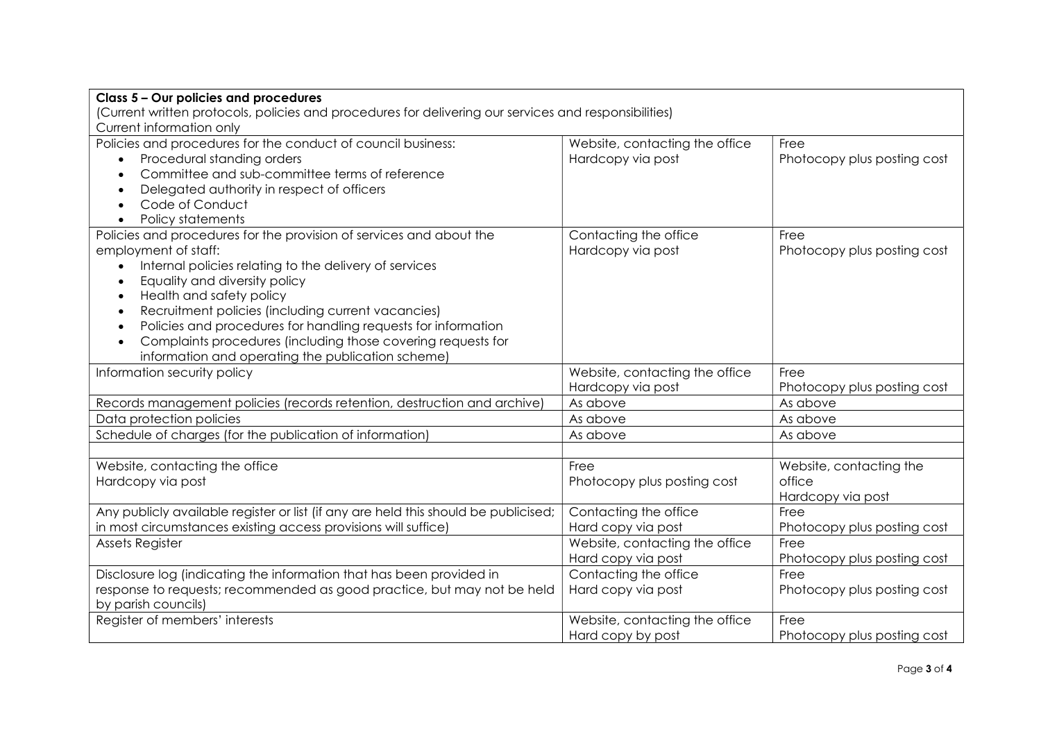| **Class 5 – Our policies and procedures**<br>(Current written protocols, policies and procedures for delivering our services and responsibilities)<br>Current information only | | |
|---|---|---|
| Policies and procedures for the conduct of council business:<br>• Procedural standing orders<br>• Committee and sub-committee terms of reference<br>• Delegated authority in respect of officers<br>• Code of Conduct<br>• Policy statements | Website, contacting the office<br>Hardcopy via post | Free<br>Photocopy plus posting cost |
| Policies and procedures for the provision of services and about the employment of staff:<br>• Internal policies relating to the delivery of services<br>• Equality and diversity policy<br>• Health and safety policy<br>• Recruitment policies (including current vacancies)<br>• Policies and procedures for handling requests for information<br>• Complaints procedures (including those covering requests for information and operating the publication scheme) | Contacting the office<br>Hardcopy via post | Free<br>Photocopy plus posting cost |
| Information security policy | Website, contacting the office<br>Hardcopy via post | Free<br>Photocopy plus posting cost |
| Records management policies (records retention, destruction and archive) | As above | As above |
| Data protection policies | As above | As above |
| Schedule of charges (for the publication of information) | As above | As above |
| | | |
| Website, contacting the office<br>Hardcopy via post | Free<br>Photocopy plus posting cost | Website, contacting the office<br>Hardcopy via post |
| Any publicly available register or list (if any are held this should be publicised; in most circumstances existing access provisions will suffice) | Contacting the office<br>Hard copy via post | Free<br>Photocopy plus posting cost |
| Assets Register | Website, contacting the office<br>Hard copy via post | Free<br>Photocopy plus posting cost |
| Disclosure log (indicating the information that has been provided in response to requests; recommended as good practice, but may not be held by parish councils) | Contacting the office<br>Hard copy via post | Free<br>Photocopy plus posting cost |
| Register of members' interests | Website, contacting the office<br>Hard copy by post | Free<br>Photocopy plus posting cost |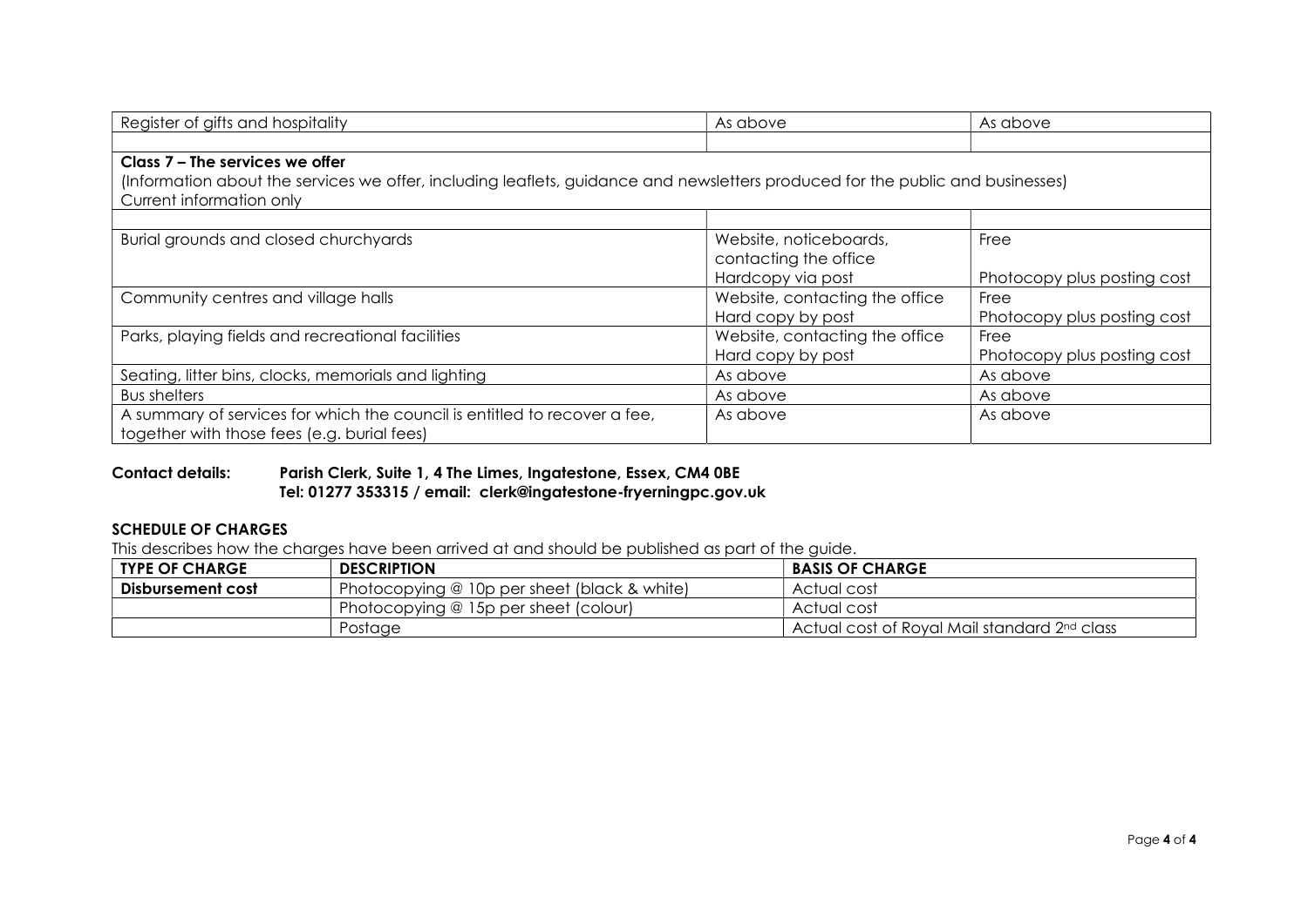| | | |
|---|---|---|
| Register of gifts and hospitality | As above | As above |
| | | |
| **Class 7 – The services we offer**<br>(Information about the services we offer, including leaflets, guidance and newsletters produced for the public and businesses)<br>Current information only | | |
| | | |
| Burial grounds and closed churchyards | Website, noticeboards, contacting the office<br>Hardcopy via post | Free<br><br>Photocopy plus posting cost |
| Community centres and village halls | Website, contacting the office<br>Hard copy by post | Free<br>Photocopy plus posting cost |
| Parks, playing fields and recreational facilities | Website, contacting the office<br>Hard copy by post | Free<br>Photocopy plus posting cost |
| Seating, litter bins, clocks, memorials and lighting | As above | As above |
| Bus shelters | As above | As above |
| A summary of services for which the council is entitled to recover a fee, together with those fees (e.g. burial fees) | As above | As above |

**Contact details: Parish Clerk, Suite 1, 4 The Limes, Ingatestone, Essex, CM4 0BE**
**Tel: 01277 353315 / email: clerk@ingatestone-fryerningpc.gov.uk**

**SCHEDULE OF CHARGES**

This describes how the charges have been arrived at and should be published as part of the guide.

| TYPE OF CHARGE | DESCRIPTION | BASIS OF CHARGE |
|---|---|---|
| **Disbursement cost** | Photocopying @ 10p per sheet (black & white) | Actual cost |
| | Photocopying @ 15p per sheet (colour) | Actual cost |
| | Postage | Actual cost of Royal Mail standard 2nd class |